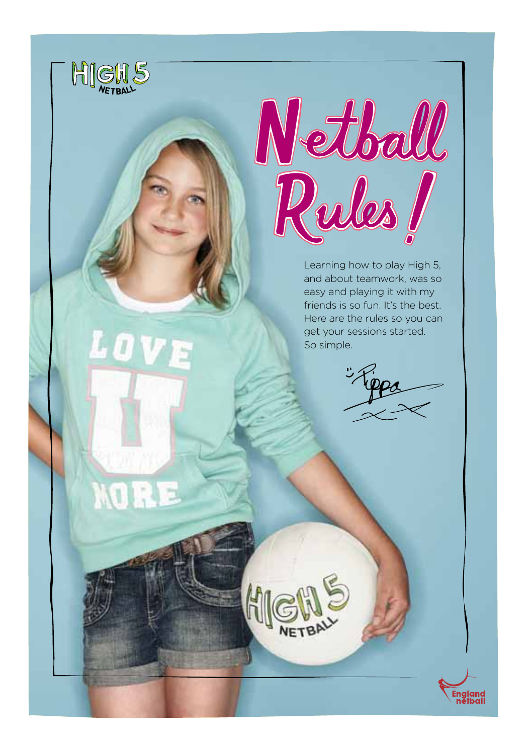HIGH 5 NETBALL

# Netball Rules!

Learning how to play High 5, and about teamwork, was so easy and playing it with my friends is so fun. It's the best. Here are the rules so you can get your sessions started. So simple.

Pippa x x

England netball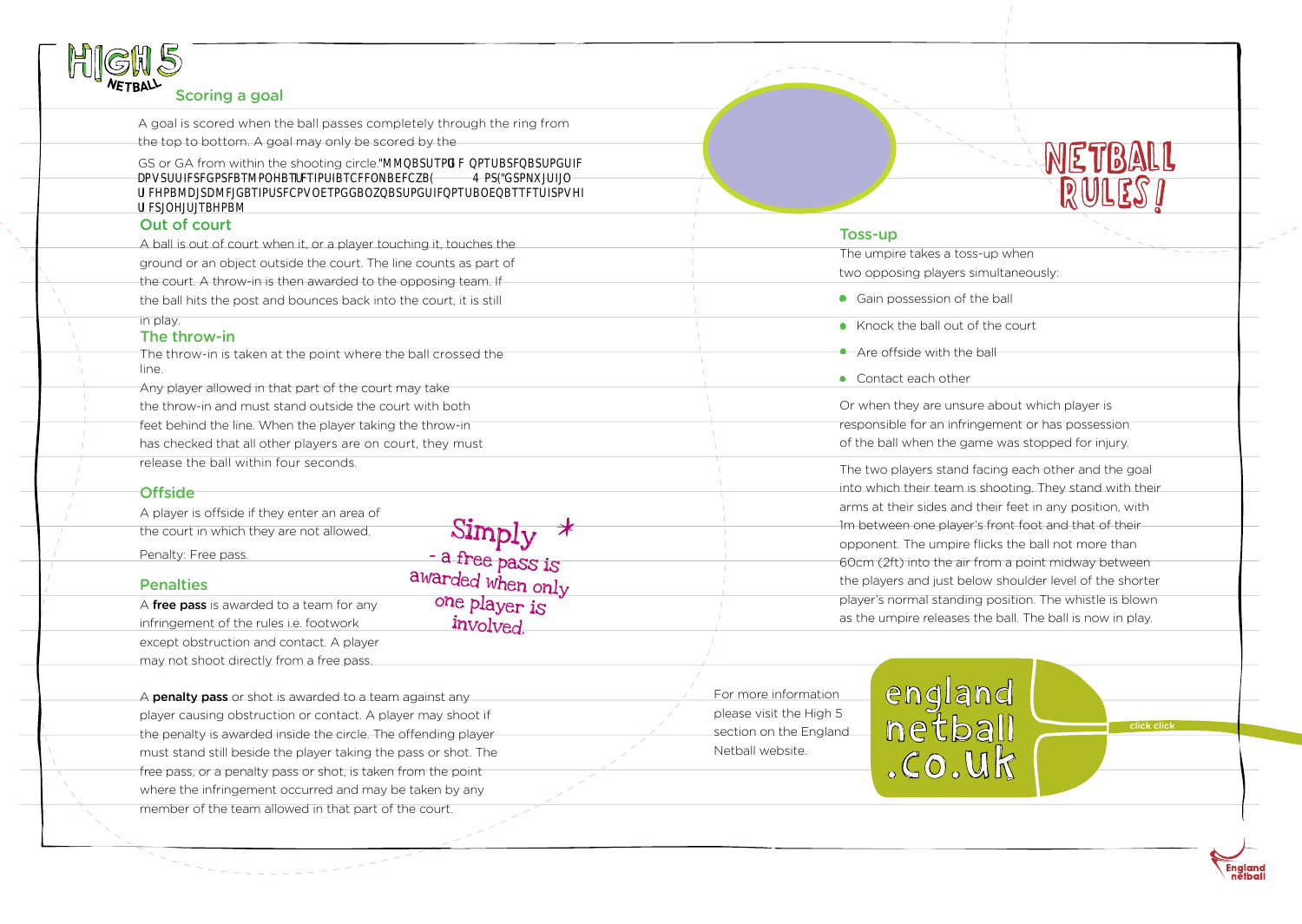# NETBALL RULES!

## Scoring a goal

A goal is scored when the ball passes completely through the ring from the top to bottom. A goal may only be scored by the GS or GA from within the shooting circle."MMQBSUTPGUIF QPTUBSFQBSUPGUIF DPVSUUIFSFGPSFBTMPOHBTUIFTIPUIBTCFFONBEFCZB( 4 PS("GSPNXJUIJO UIFHPBMDJSDMFJGBTIPUSFCPVOETPGGBOZQBSUPGUIFQPTUBOEQBTTFTUISPVHI UIFSJOHJUJTBHPBM

## Out of court

A ball is out of court when it, or a player touching it, touches the ground or an object outside the court. The line counts as part of the court. A throw-in is then awarded to the opposing team. If the ball hits the post and bounces back into the court, it is still in play.

## The throw-in

The throw-in is taken at the point where the ball crossed the line.

Any player allowed in that part of the court may take the throw-in and must stand outside the court with both feet behind the line. When the player taking the throw-in has checked that all other players are on court, they must release the ball within four seconds.

## Offside

A player is offside if they enter an area of the court in which they are not allowed.

Penalty: Free pass.

## Penalties

A **free pass** is awarded to a team for any infringement of the rules i.e. footwork except obstruction and contact. A player may not shoot directly from a free pass.

Simply * - a free pass is awarded when only one player is involved.

A **penalty pass** or shot is awarded to a team against any player causing obstruction or contact. A player may shoot if the penalty is awarded inside the circle. The offending player must stand still beside the player taking the pass or shot. The free pass, or a penalty pass or shot, is taken from the point where the infringement occurred and may be taken by any member of the team allowed in that part of the court.

## Toss-up

The umpire takes a toss-up when two opposing players simultaneously:

- Gain possession of the ball
- Knock the ball out of the court
- Are offside with the ball
- Contact each other

Or when they are unsure about which player is responsible for an infringement or has possession of the ball when the game was stopped for injury.

The two players stand facing each other and the goal into which their team is shooting. They stand with their arms at their sides and their feet in any position, with 1m between one player's front foot and that of their opponent. The umpire flicks the ball not more than 60cm (2ft) into the air from a point midway between the players and just below shoulder level of the shorter player's normal standing position. The whistle is blown as the umpire releases the ball. The ball is now in play.

For more information please visit the High 5 section on the England Netball website.

englandnetball.co.uk

click click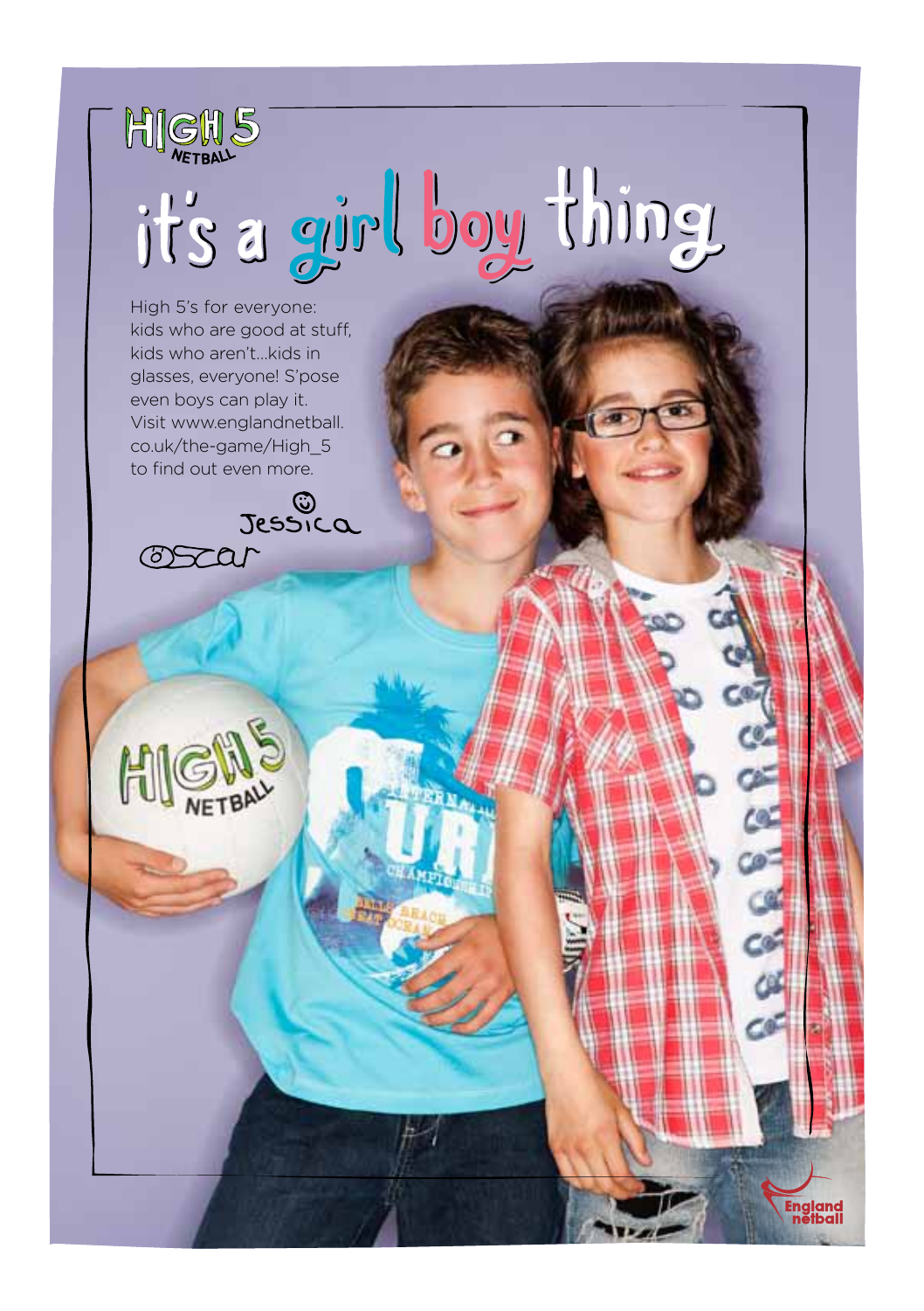HIGH 5 NETBALL

# it's a girl boy thing

High 5's for everyone: kids who are good at stuff, kids who aren't...kids in glasses, everyone! S'pose even boys can play it. Visit www.englandnetball.co.uk/the-game/High_5 to find out even more.

Jessica

Oscar

England netball